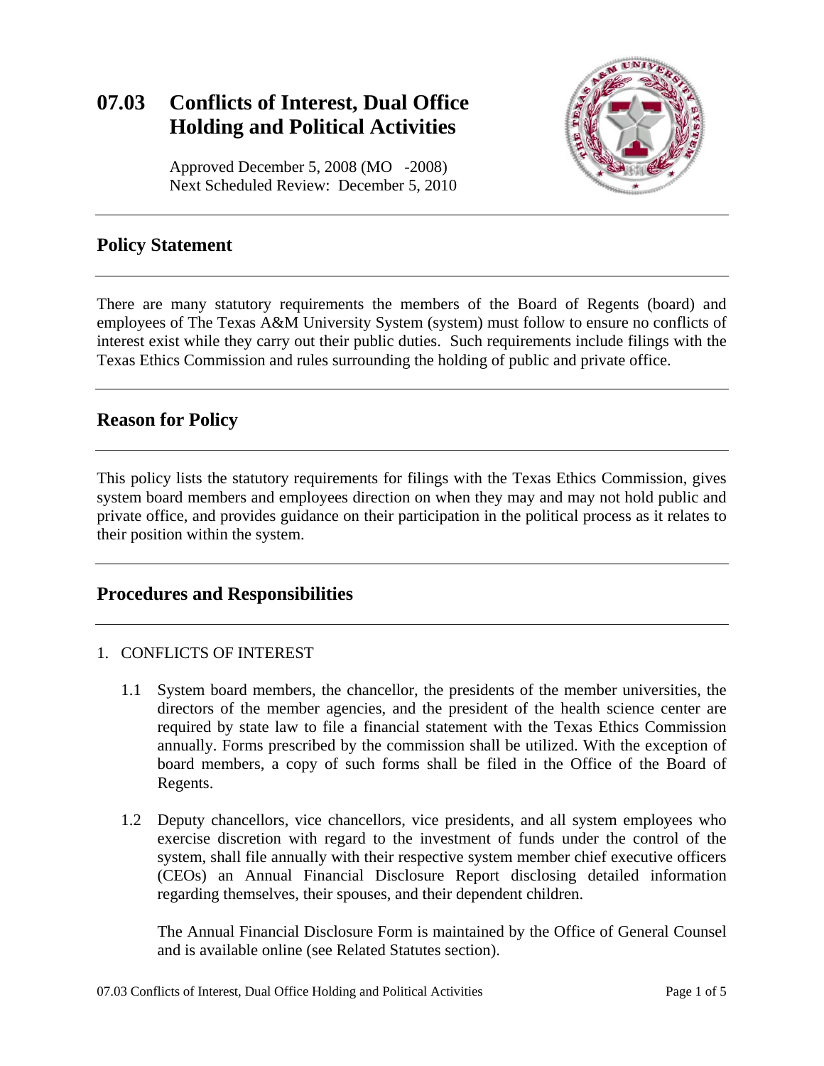# 07.03 Conflicts of Interest, Dual Office Holding and Political Activities

Approved December 5, 2008 (MO -2008)
Next Scheduled Review: December 5, 2010

## Policy Statement

There are many statutory requirements the members of the Board of Regents (board) and employees of The Texas A&M University System (system) must follow to ensure no conflicts of interest exist while they carry out their public duties. Such requirements include filings with the Texas Ethics Commission and rules surrounding the holding of public and private office.

## Reason for Policy

This policy lists the statutory requirements for filings with the Texas Ethics Commission, gives system board members and employees direction on when they may and may not hold public and private office, and provides guidance on their participation in the political process as it relates to their position within the system.

## Procedures and Responsibilities

1. CONFLICTS OF INTEREST

   1.1 System board members, the chancellor, the presidents of the member universities, the directors of the member agencies, and the president of the health science center are required by state law to file a financial statement with the Texas Ethics Commission annually. Forms prescribed by the commission shall be utilized. With the exception of board members, a copy of such forms shall be filed in the Office of the Board of Regents.

   1.2 Deputy chancellors, vice chancellors, vice presidents, and all system employees who exercise discretion with regard to the investment of funds under the control of the system, shall file annually with their respective system member chief executive officers (CEOs) an Annual Financial Disclosure Report disclosing detailed information regarding themselves, their spouses, and their dependent children.

   The Annual Financial Disclosure Form is maintained by the Office of General Counsel and is available online (see Related Statutes section).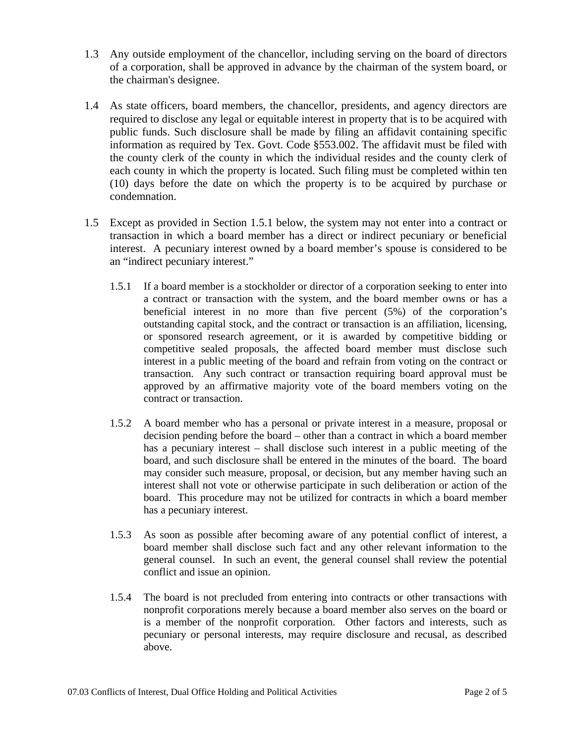1.3 Any outside employment of the chancellor, including serving on the board of directors of a corporation, shall be approved in advance by the chairman of the system board, or the chairman's designee.

1.4 As state officers, board members, the chancellor, presidents, and agency directors are required to disclose any legal or equitable interest in property that is to be acquired with public funds. Such disclosure shall be made by filing an affidavit containing specific information as required by Tex. Govt. Code §553.002. The affidavit must be filed with the county clerk of the county in which the individual resides and the county clerk of each county in which the property is located. Such filing must be completed within ten (10) days before the date on which the property is to be acquired by purchase or condemnation.

1.5 Except as provided in Section 1.5.1 below, the system may not enter into a contract or transaction in which a board member has a direct or indirect pecuniary or beneficial interest. A pecuniary interest owned by a board member's spouse is considered to be an "indirect pecuniary interest."

1.5.1 If a board member is a stockholder or director of a corporation seeking to enter into a contract or transaction with the system, and the board member owns or has a beneficial interest in no more than five percent (5%) of the corporation's outstanding capital stock, and the contract or transaction is an affiliation, licensing, or sponsored research agreement, or it is awarded by competitive bidding or competitive sealed proposals, the affected board member must disclose such interest in a public meeting of the board and refrain from voting on the contract or transaction. Any such contract or transaction requiring board approval must be approved by an affirmative majority vote of the board members voting on the contract or transaction.

1.5.2 A board member who has a personal or private interest in a measure, proposal or decision pending before the board – other than a contract in which a board member has a pecuniary interest – shall disclose such interest in a public meeting of the board, and such disclosure shall be entered in the minutes of the board. The board may consider such measure, proposal, or decision, but any member having such an interest shall not vote or otherwise participate in such deliberation or action of the board. This procedure may not be utilized for contracts in which a board member has a pecuniary interest.

1.5.3 As soon as possible after becoming aware of any potential conflict of interest, a board member shall disclose such fact and any other relevant information to the general counsel. In such an event, the general counsel shall review the potential conflict and issue an opinion.

1.5.4 The board is not precluded from entering into contracts or other transactions with nonprofit corporations merely because a board member also serves on the board or is a member of the nonprofit corporation. Other factors and interests, such as pecuniary or personal interests, may require disclosure and recusal, as described above.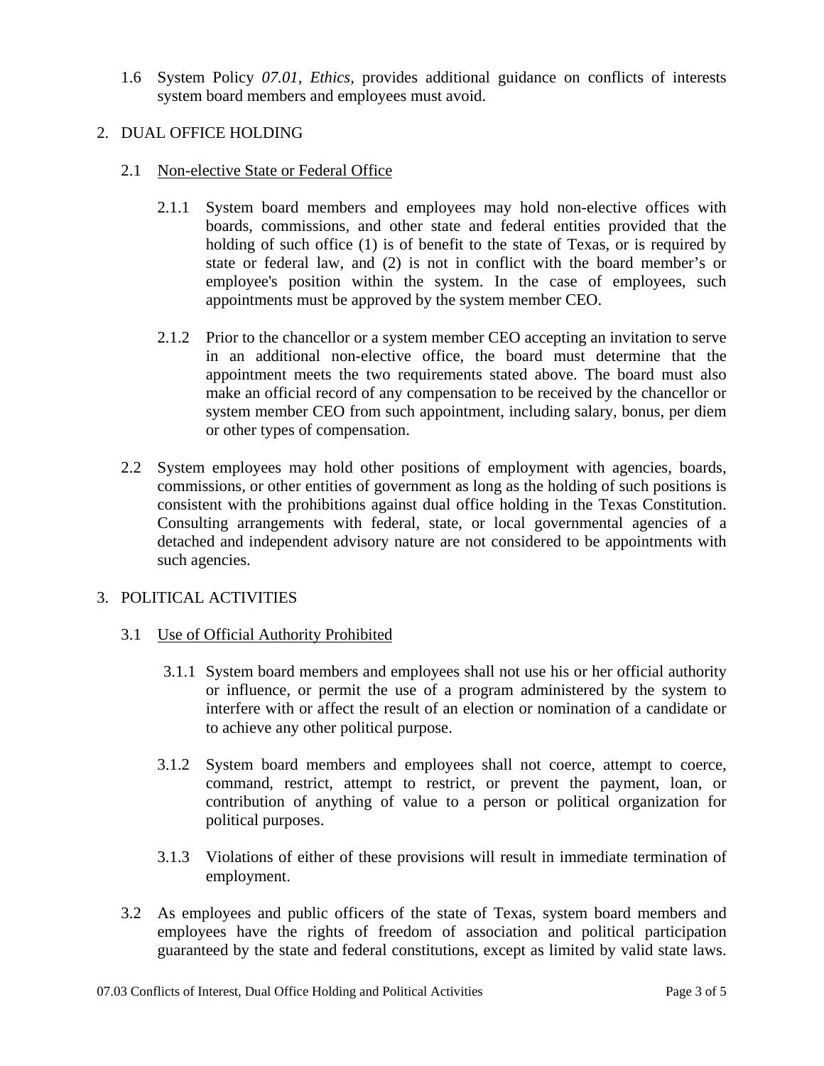1.6 System Policy *07.01, Ethics,* provides additional guidance on conflicts of interests system board members and employees must avoid.

## 2. DUAL OFFICE HOLDING

### 2.1 Non-elective State or Federal Office

2.1.1 System board members and employees may hold non-elective offices with boards, commissions, and other state and federal entities provided that the holding of such office (1) is of benefit to the state of Texas, or is required by state or federal law, and (2) is not in conflict with the board member's or employee's position within the system. In the case of employees, such appointments must be approved by the system member CEO.

2.1.2 Prior to the chancellor or a system member CEO accepting an invitation to serve in an additional non-elective office, the board must determine that the appointment meets the two requirements stated above. The board must also make an official record of any compensation to be received by the chancellor or system member CEO from such appointment, including salary, bonus, per diem or other types of compensation.

2.2 System employees may hold other positions of employment with agencies, boards, commissions, or other entities of government as long as the holding of such positions is consistent with the prohibitions against dual office holding in the Texas Constitution. Consulting arrangements with federal, state, or local governmental agencies of a detached and independent advisory nature are not considered to be appointments with such agencies.

## 3. POLITICAL ACTIVITIES

### 3.1 Use of Official Authority Prohibited

3.1.1 System board members and employees shall not use his or her official authority or influence, or permit the use of a program administered by the system to interfere with or affect the result of an election or nomination of a candidate or to achieve any other political purpose.

3.1.2 System board members and employees shall not coerce, attempt to coerce, command, restrict, attempt to restrict, or prevent the payment, loan, or contribution of anything of value to a person or political organization for political purposes.

3.1.3 Violations of either of these provisions will result in immediate termination of employment.

3.2 As employees and public officers of the state of Texas, system board members and employees have the rights of freedom of association and political participation guaranteed by the state and federal constitutions, except as limited by valid state laws.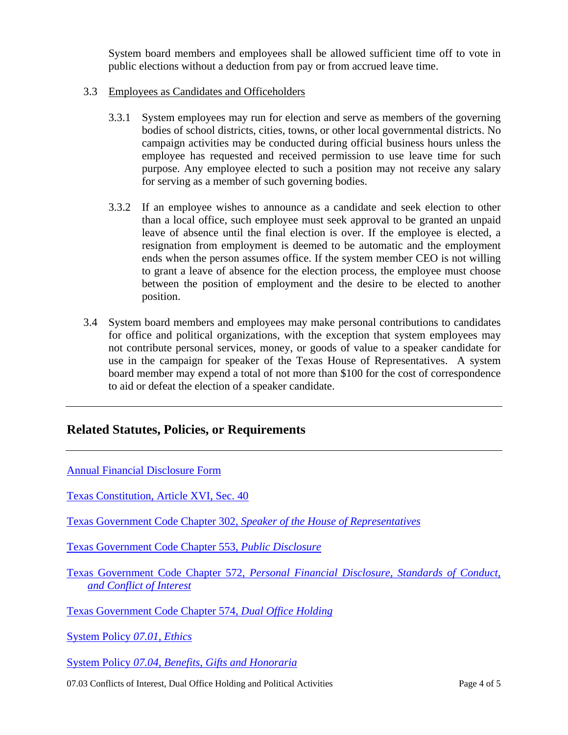System board members and employees shall be allowed sufficient time off to vote in public elections without a deduction from pay or from accrued leave time.

3.3 Employees as Candidates and Officeholders

3.3.1 System employees may run for election and serve as members of the governing bodies of school districts, cities, towns, or other local governmental districts. No campaign activities may be conducted during official business hours unless the employee has requested and received permission to use leave time for such purpose. Any employee elected to such a position may not receive any salary for serving as a member of such governing bodies.

3.3.2 If an employee wishes to announce as a candidate and seek election to other than a local office, such employee must seek approval to be granted an unpaid leave of absence until the final election is over. If the employee is elected, a resignation from employment is deemed to be automatic and the employment ends when the person assumes office. If the system member CEO is not willing to grant a leave of absence for the election process, the employee must choose between the position of employment and the desire to be elected to another position.

3.4 System board members and employees may make personal contributions to candidates for office and political organizations, with the exception that system employees may not contribute personal services, money, or goods of value to a speaker candidate for use in the campaign for speaker of the Texas House of Representatives. A system board member may expend a total of not more than $100 for the cost of correspondence to aid or defeat the election of a speaker candidate.

---

## Related Statutes, Policies, or Requirements

---

Annual Financial Disclosure Form

Texas Constitution, Article XVI, Sec. 40

Texas Government Code Chapter 302, *Speaker of the House of Representatives*

Texas Government Code Chapter 553, *Public Disclosure*

Texas Government Code Chapter 572, *Personal Financial Disclosure, Standards of Conduct, and Conflict of Interest*

Texas Government Code Chapter 574, *Dual Office Holding*

System Policy *07.01, Ethics*

System Policy *07.04, Benefits, Gifts and Honoraria*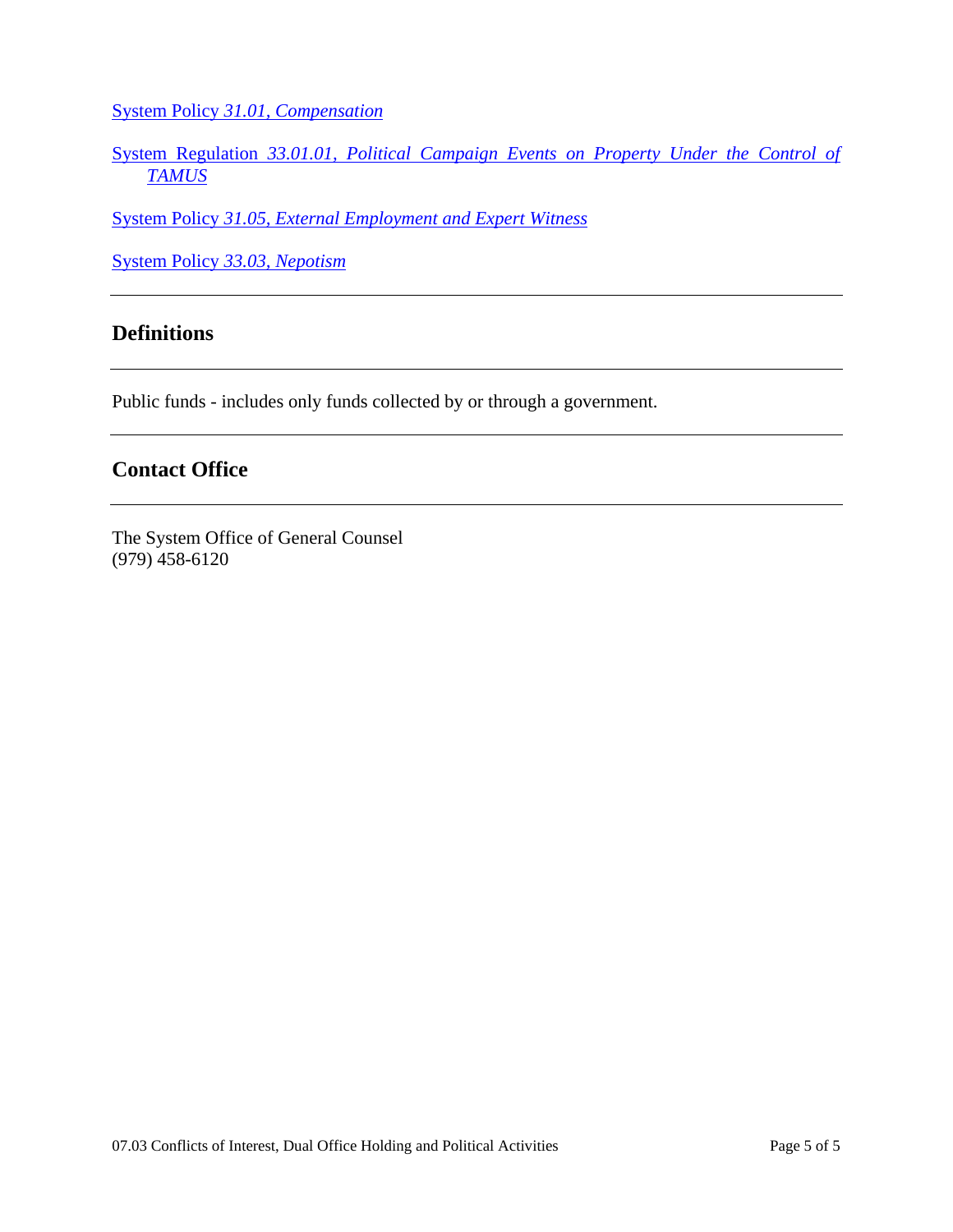System Policy *31.01, Compensation*

System Regulation *33.01.01, Political Campaign Events on Property Under the Control of TAMUS*

System Policy *31.05, External Employment and Expert Witness*

System Policy *33.03, Nepotism*

---

## Definitions

---

Public funds - includes only funds collected by or through a government.

---

## Contact Office

---

The System Office of General Counsel
(979) 458-6120